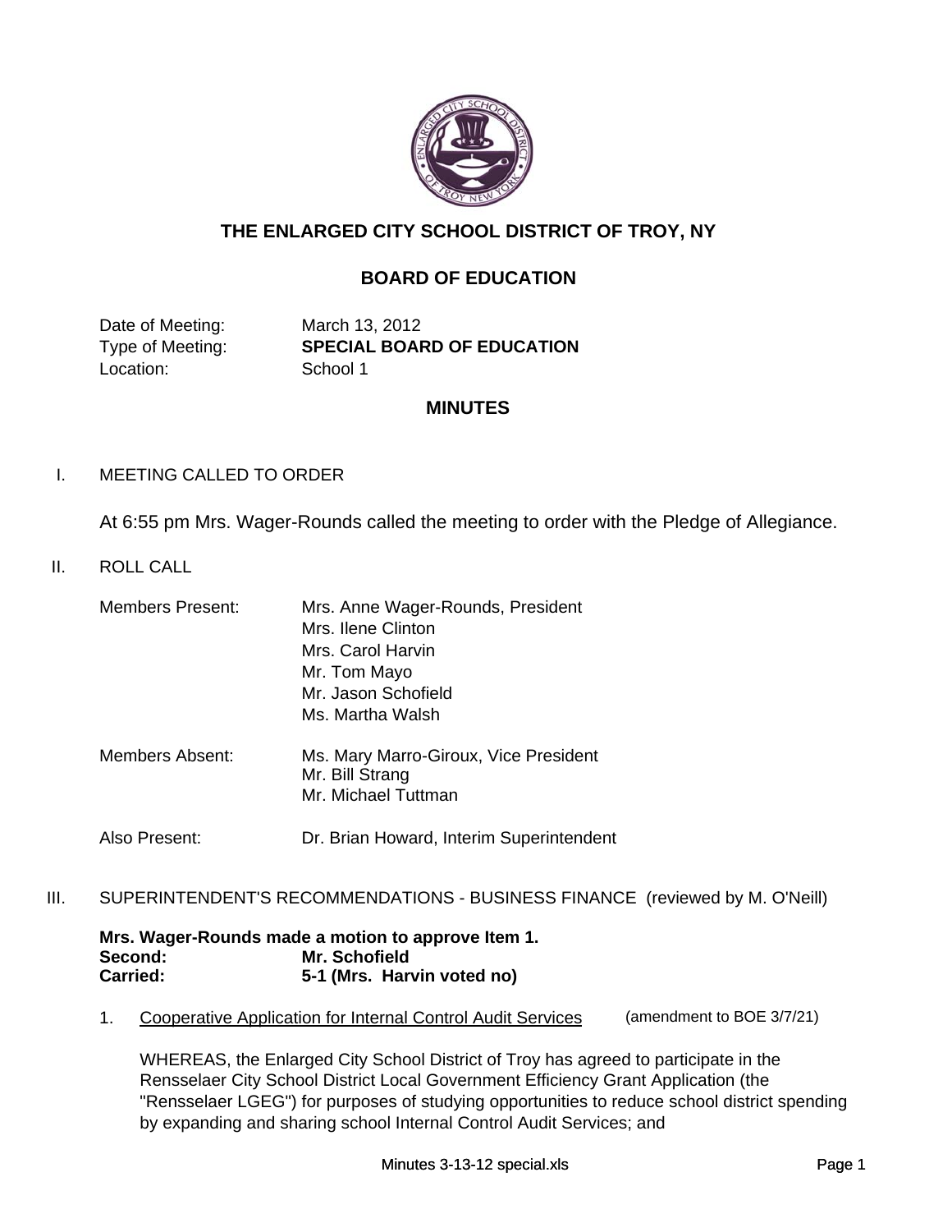# THE ENLARGED CITY SCHOOL DISTRICT OF TROY, NY

## BOARD OF EDUCATION

| | |
|---|---|
| Date of Meeting: | March 13, 2012 |
| Type of Meeting: | **SPECIAL BOARD OF EDUCATION** |
| Location: | School 1 |

## MINUTES

I. MEETING CALLED TO ORDER

At 6:55 pm Mrs. Wager-Rounds called the meeting to order with the Pledge of Allegiance.

II. ROLL CALL

| | |
|---|---|
| Members Present: | Mrs. Anne Wager-Rounds, President |
| | Mrs. Ilene Clinton |
| | Mrs. Carol Harvin |
| | Mr. Tom Mayo |
| | Mr. Jason Schofield |
| | Ms. Martha Walsh |
| Members Absent: | Ms. Mary Marro-Giroux, Vice President |
| | Mr. Bill Strang |
| | Mr. Michael Tuttman |
| Also Present: | Dr. Brian Howard, Interim Superintendent |

III. SUPERINTENDENT'S RECOMMENDATIONS - BUSINESS FINANCE (reviewed by M. O'Neill)

**Mrs. Wager-Rounds made a motion to approve Item 1.**
**Second: Mr. Schofield**
**Carried: 5-1 (Mrs. Harvin voted no)**

1. <u>Cooperative Application for Internal Control Audit Services</u> (amendment to BOE 3/7/21)

   WHEREAS, the Enlarged City School District of Troy has agreed to participate in the Rensselaer City School District Local Government Efficiency Grant Application (the "Rensselaer LGEG") for purposes of studying opportunities to reduce school district spending by expanding and sharing school Internal Control Audit Services; and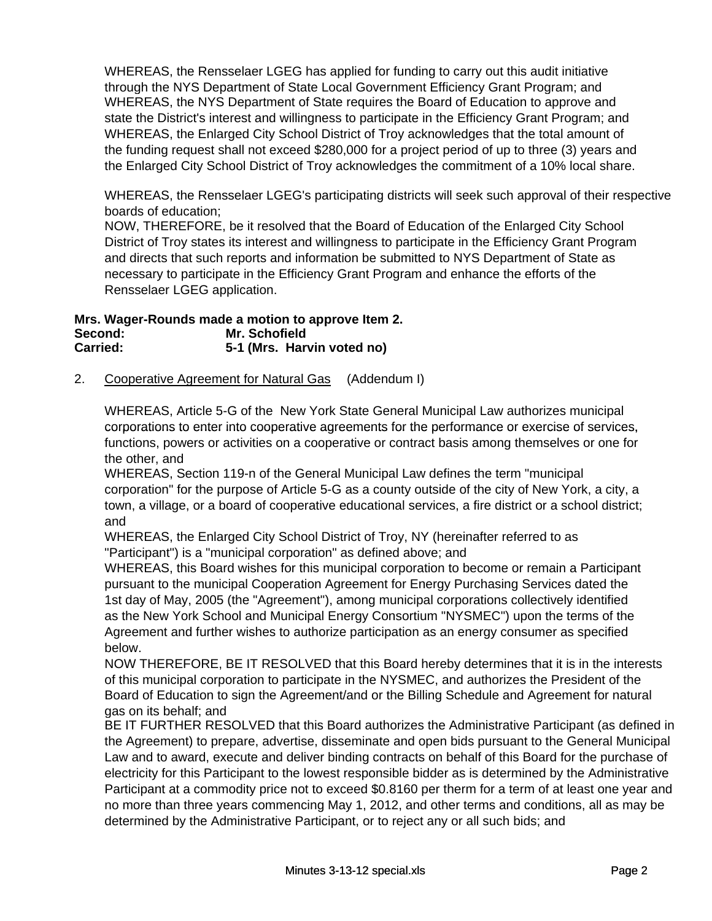WHEREAS, the Rensselaer LGEG has applied for funding to carry out this audit initiative through the NYS Department of State Local Government Efficiency Grant Program; and WHEREAS, the NYS Department of State requires the Board of Education to approve and state the District's interest and willingness to participate in the Efficiency Grant Program; and WHEREAS, the Enlarged City School District of Troy acknowledges that the total amount of the funding request shall not exceed $280,000 for a project period of up to three (3) years and the Enlarged City School District of Troy acknowledges the commitment of a 10% local share.

WHEREAS, the Rensselaer LGEG's participating districts will seek such approval of their respective boards of education;
NOW, THEREFORE, be it resolved that the Board of Education of the Enlarged City School District of Troy states its interest and willingness to participate in the Efficiency Grant Program and directs that such reports and information be submitted to NYS Department of State as necessary to participate in the Efficiency Grant Program and enhance the efforts of the Rensselaer LGEG application.

**Mrs. Wager-Rounds made a motion to approve Item 2.**
**Second: Mr. Schofield**
**Carried: 5-1 (Mrs. Harvin voted no)**

2. Cooperative Agreement for Natural Gas (Addendum I)

WHEREAS, Article 5-G of the New York State General Municipal Law authorizes municipal corporations to enter into cooperative agreements for the performance or exercise of services, functions, powers or activities on a cooperative or contract basis among themselves or one for the other, and
WHEREAS, Section 119-n of the General Municipal Law defines the term "municipal corporation" for the purpose of Article 5-G as a county outside of the city of New York, a city, a town, a village, or a board of cooperative educational services, a fire district or a school district; and
WHEREAS, the Enlarged City School District of Troy, NY (hereinafter referred to as "Participant") is a "municipal corporation" as defined above; and
WHEREAS, this Board wishes for this municipal corporation to become or remain a Participant pursuant to the municipal Cooperation Agreement for Energy Purchasing Services dated the 1st day of May, 2005 (the "Agreement"), among municipal corporations collectively identified as the New York School and Municipal Energy Consortium "NYSMEC") upon the terms of the Agreement and further wishes to authorize participation as an energy consumer as specified below.
NOW THEREFORE, BE IT RESOLVED that this Board hereby determines that it is in the interests of this municipal corporation to participate in the NYSMEC, and authorizes the President of the Board of Education to sign the Agreement/and or the Billing Schedule and Agreement for natural gas on its behalf; and
BE IT FURTHER RESOLVED that this Board authorizes the Administrative Participant (as defined in the Agreement) to prepare, advertise, disseminate and open bids pursuant to the General Municipal Law and to award, execute and deliver binding contracts on behalf of this Board for the purchase of electricity for this Participant to the lowest responsible bidder as is determined by the Administrative Participant at a commodity price not to exceed $0.8160 per therm for a term of at least one year and no more than three years commencing May 1, 2012, and other terms and conditions, all as may be determined by the Administrative Participant, or to reject any or all such bids; and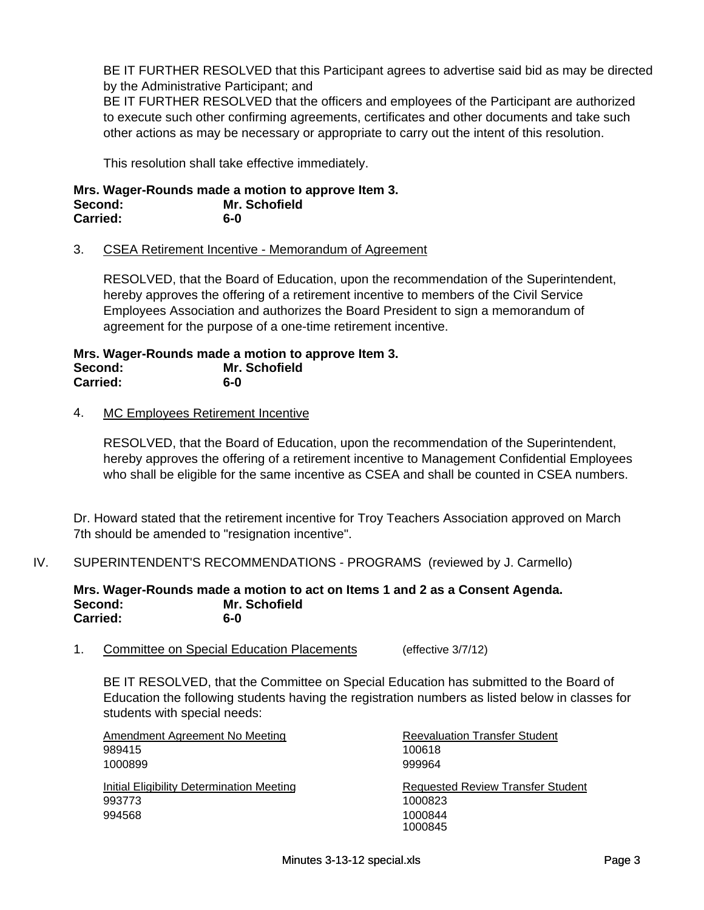BE IT FURTHER RESOLVED that this Participant agrees to advertise said bid as may be directed by the Administrative Participant; and

BE IT FURTHER RESOLVED that the officers and employees of the Participant are authorized to execute such other confirming agreements, certificates and other documents and take such other actions as may be necessary or appropriate to carry out the intent of this resolution.

This resolution shall take effective immediately.

**Mrs. Wager-Rounds made a motion to approve Item 3.**
**Second: Mr. Schofield**
**Carried: 6-0**

3. CSEA Retirement Incentive - Memorandum of Agreement

RESOLVED, that the Board of Education, upon the recommendation of the Superintendent, hereby approves the offering of a retirement incentive to members of the Civil Service Employees Association and authorizes the Board President to sign a memorandum of agreement for the purpose of a one-time retirement incentive.

**Mrs. Wager-Rounds made a motion to approve Item 3.**
**Second: Mr. Schofield**
**Carried: 6-0**

4. MC Employees Retirement Incentive

RESOLVED, that the Board of Education, upon the recommendation of the Superintendent, hereby approves the offering of a retirement incentive to Management Confidential Employees who shall be eligible for the same incentive as CSEA and shall be counted in CSEA numbers.

Dr. Howard stated that the retirement incentive for Troy Teachers Association approved on March 7th should be amended to "resignation incentive".

IV. SUPERINTENDENT'S RECOMMENDATIONS - PROGRAMS (reviewed by J. Carmello)

**Mrs. Wager-Rounds made a motion to act on Items 1 and 2 as a Consent Agenda.**
**Second: Mr. Schofield**
**Carried: 6-0**

1. Committee on Special Education Placements (effective 3/7/12)

BE IT RESOLVED, that the Committee on Special Education has submitted to the Board of Education the following students having the registration numbers as listed below in classes for students with special needs:

Amendment Agreement No Meeting
989415
1000899

Initial Eligibility Determination Meeting
993773
994568

Reevaluation Transfer Student
100618
999964

Requested Review Transfer Student
1000823
1000844
1000845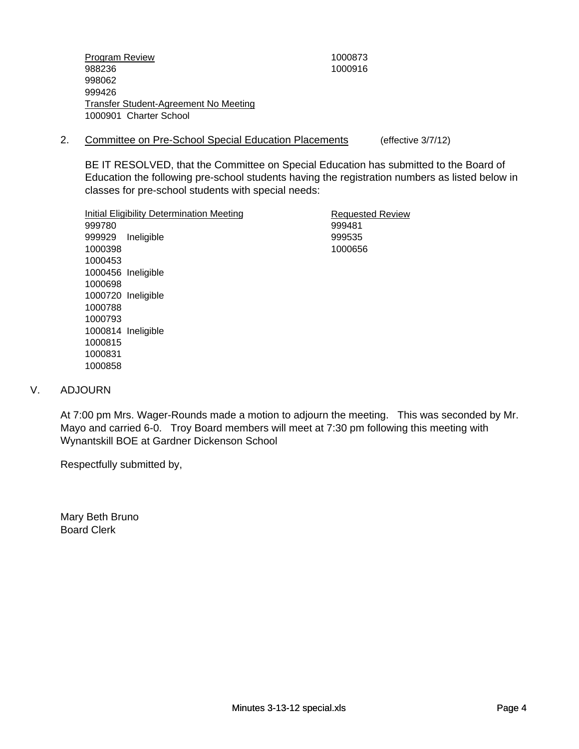Program Review
988236
998062
999426

Transfer Student-Agreement No Meeting
1000901 Charter School

1000873
1000916

2. Committee on Pre-School Special Education Placements (effective 3/7/12)

BE IT RESOLVED, that the Committee on Special Education has submitted to the Board of Education the following pre-school students having the registration numbers as listed below in classes for pre-school students with special needs:

Initial Eligibility Determination Meeting
999780
999929 Ineligible
1000398
1000453
1000456 Ineligible
1000698
1000720 Ineligible
1000788
1000793
1000814 Ineligible
1000815
1000831
1000858

Requested Review
999481
999535
1000656

V. ADJOURN

At 7:00 pm Mrs. Wager-Rounds made a motion to adjourn the meeting. This was seconded by Mr. Mayo and carried 6-0. Troy Board members will meet at 7:30 pm following this meeting with Wynantskill BOE at Gardner Dickenson School

Respectfully submitted by,

Mary Beth Bruno
Board Clerk